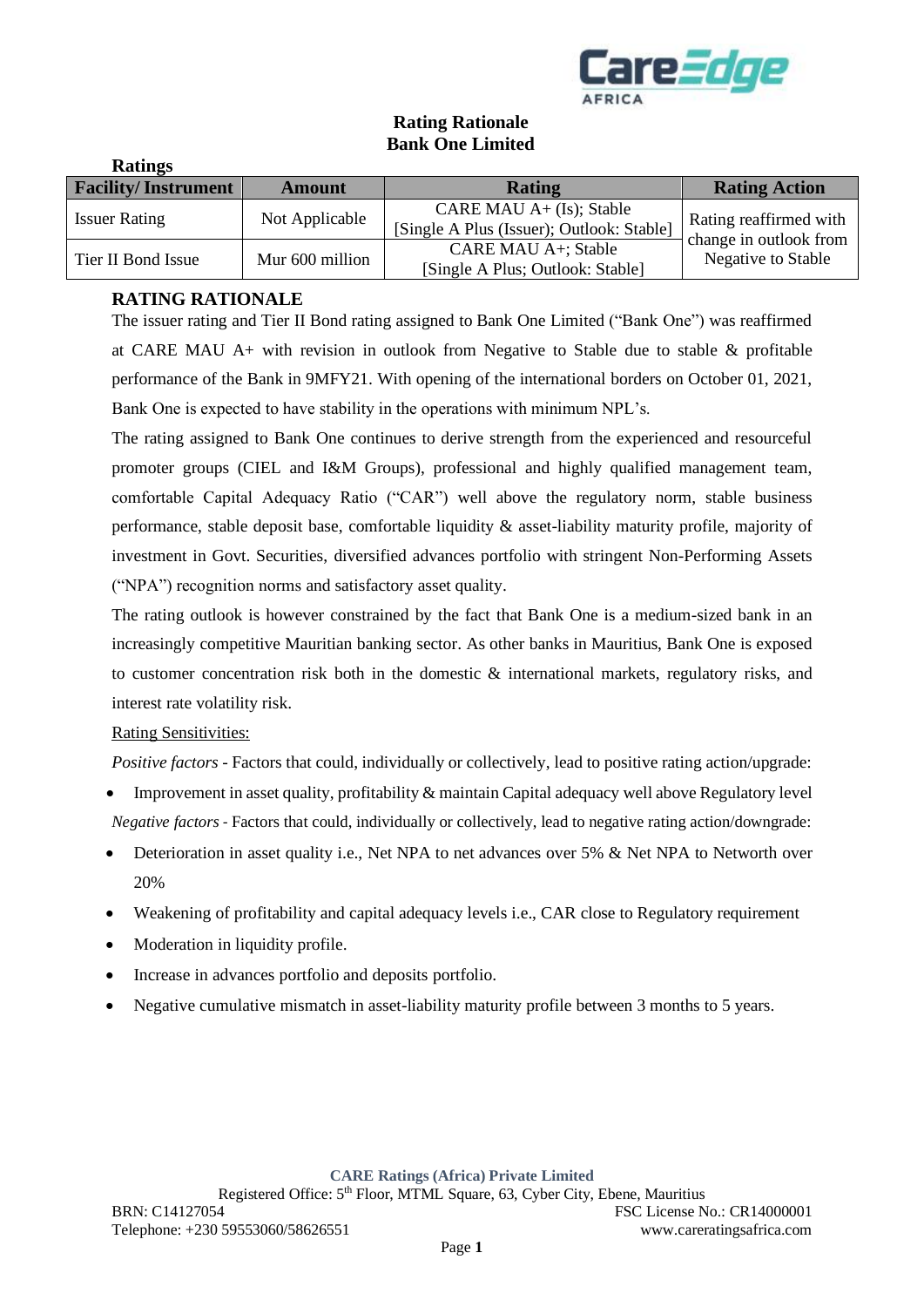# Rating Rationale
# Bank One Limited

**Ratings**

| Facility/ Instrument | Amount | Rating | Rating Action |
|---|---|---|---|
| Issuer Rating | Not Applicable | CARE MAU A+ (Is); Stable [Single A Plus (Issuer); Outlook: Stable] | Rating reaffirmed with change in outlook from Negative to Stable |
| Tier II Bond Issue | Mur 600 million | CARE MAU A+; Stable [Single A Plus; Outlook: Stable] | |

## RATING RATIONALE

The issuer rating and Tier II Bond rating assigned to Bank One Limited ("Bank One") was reaffirmed at CARE MAU A+ with revision in outlook from Negative to Stable due to stable & profitable performance of the Bank in 9MFY21. With opening of the international borders on October 01, 2021, Bank One is expected to have stability in the operations with minimum NPL's.

The rating assigned to Bank One continues to derive strength from the experienced and resourceful promoter groups (CIEL and I&M Groups), professional and highly qualified management team, comfortable Capital Adequacy Ratio ("CAR") well above the regulatory norm, stable business performance, stable deposit base, comfortable liquidity & asset-liability maturity profile, majority of investment in Govt. Securities, diversified advances portfolio with stringent Non-Performing Assets ("NPA") recognition norms and satisfactory asset quality.

The rating outlook is however constrained by the fact that Bank One is a medium-sized bank in an increasingly competitive Mauritian banking sector. As other banks in Mauritius, Bank One is exposed to customer concentration risk both in the domestic & international markets, regulatory risks, and interest rate volatility risk.

Rating Sensitivities:

*Positive factors* - Factors that could, individually or collectively, lead to positive rating action/upgrade:

- Improvement in asset quality, profitability & maintain Capital adequacy well above Regulatory level

*Negative factors* - Factors that could, individually or collectively, lead to negative rating action/downgrade:

- Deterioration in asset quality i.e., Net NPA to net advances over 5% & Net NPA to Networth over 20%
- Weakening of profitability and capital adequacy levels i.e., CAR close to Regulatory requirement
- Moderation in liquidity profile.
- Increase in advances portfolio and deposits portfolio.
- Negative cumulative mismatch in asset-liability maturity profile between 3 months to 5 years.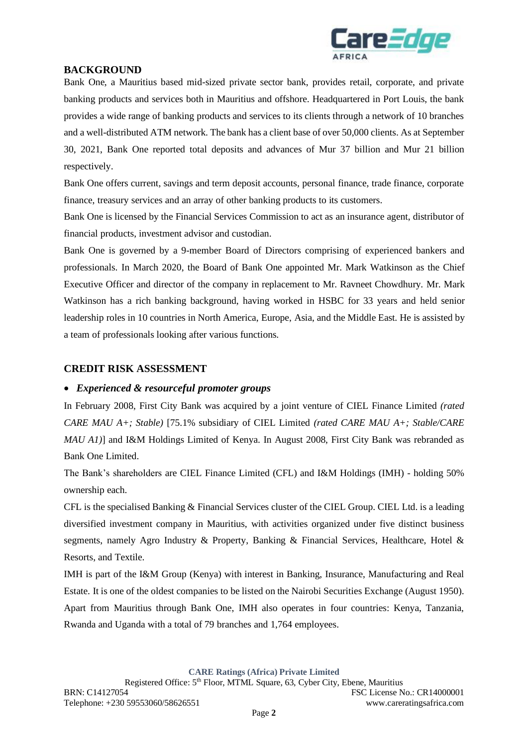## BACKGROUND

Bank One, a Mauritius based mid-sized private sector bank, provides retail, corporate, and private banking products and services both in Mauritius and offshore. Headquartered in Port Louis, the bank provides a wide range of banking products and services to its clients through a network of 10 branches and a well-distributed ATM network. The bank has a client base of over 50,000 clients. As at September 30, 2021, Bank One reported total deposits and advances of Mur 37 billion and Mur 21 billion respectively.

Bank One offers current, savings and term deposit accounts, personal finance, trade finance, corporate finance, treasury services and an array of other banking products to its customers.

Bank One is licensed by the Financial Services Commission to act as an insurance agent, distributor of financial products, investment advisor and custodian.

Bank One is governed by a 9-member Board of Directors comprising of experienced bankers and professionals. In March 2020, the Board of Bank One appointed Mr. Mark Watkinson as the Chief Executive Officer and director of the company in replacement to Mr. Ravneet Chowdhury. Mr. Mark Watkinson has a rich banking background, having worked in HSBC for 33 years and held senior leadership roles in 10 countries in North America, Europe, Asia, and the Middle East. He is assisted by a team of professionals looking after various functions.

## CREDIT RISK ASSESSMENT

- ***Experienced & resourceful promoter groups***

In February 2008, First City Bank was acquired by a joint venture of CIEL Finance Limited *(rated CARE MAU A+; Stable)* [75.1% subsidiary of CIEL Limited *(rated CARE MAU A+; Stable/CARE MAU A1)*] and I&M Holdings Limited of Kenya. In August 2008, First City Bank was rebranded as Bank One Limited.

The Bank's shareholders are CIEL Finance Limited (CFL) and I&M Holdings (IMH) - holding 50% ownership each.

CFL is the specialised Banking & Financial Services cluster of the CIEL Group. CIEL Ltd. is a leading diversified investment company in Mauritius, with activities organized under five distinct business segments, namely Agro Industry & Property, Banking & Financial Services, Healthcare, Hotel & Resorts, and Textile.

IMH is part of the I&M Group (Kenya) with interest in Banking, Insurance, Manufacturing and Real Estate. It is one of the oldest companies to be listed on the Nairobi Securities Exchange (August 1950). Apart from Mauritius through Bank One, IMH also operates in four countries: Kenya, Tanzania, Rwanda and Uganda with a total of 79 branches and 1,764 employees.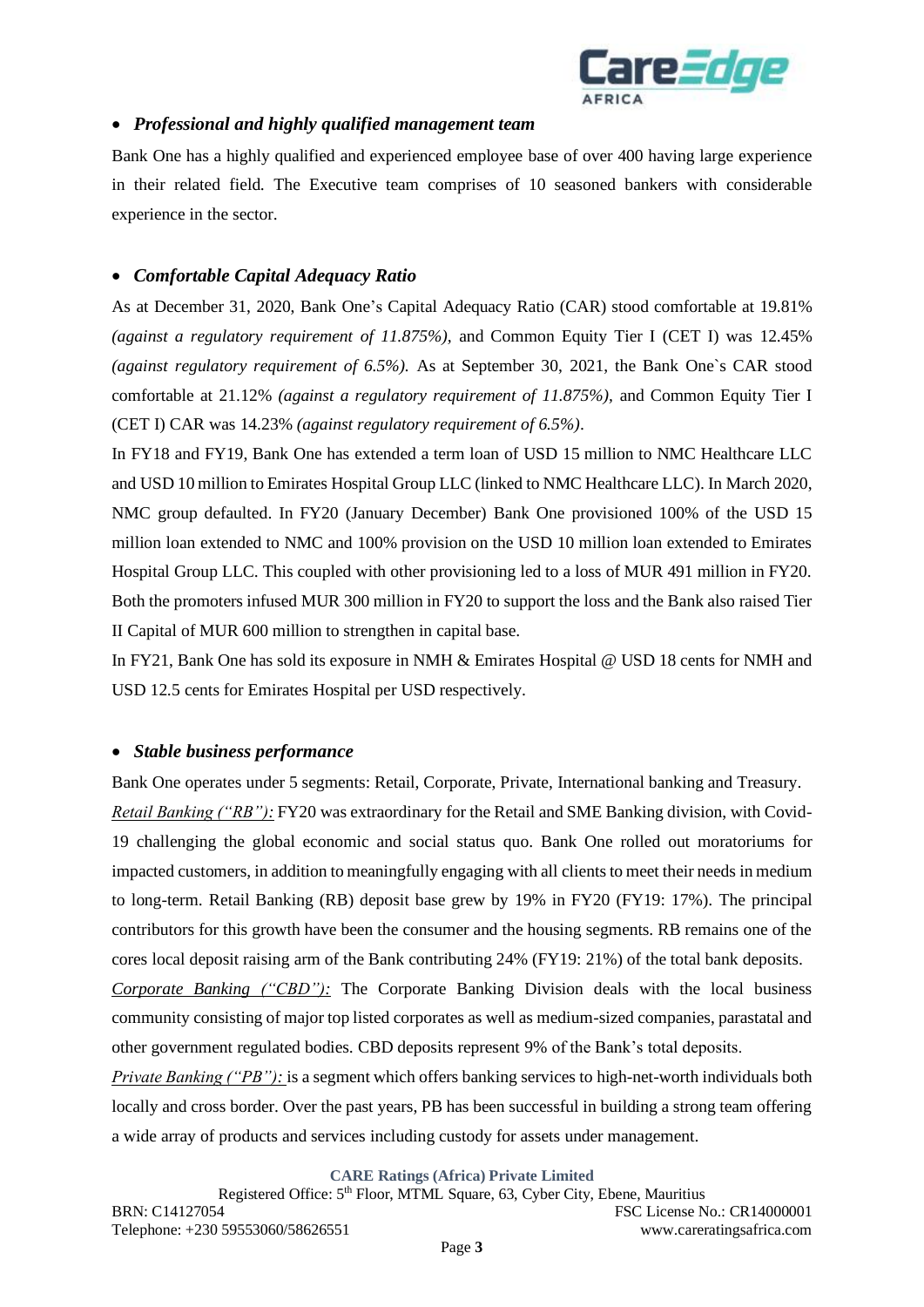- ***Professional and highly qualified management team***

Bank One has a highly qualified and experienced employee base of over 400 having large experience in their related field. The Executive team comprises of 10 seasoned bankers with considerable experience in the sector.

- ***Comfortable Capital Adequacy Ratio***

As at December 31, 2020, Bank One's Capital Adequacy Ratio (CAR) stood comfortable at 19.81% *(against a regulatory requirement of 11.875%),* and Common Equity Tier I (CET I) was 12.45% *(against regulatory requirement of 6.5%).* As at September 30, 2021, the Bank One`s CAR stood comfortable at 21.12% *(against a regulatory requirement of 11.875%),* and Common Equity Tier I (CET I) CAR was 14.23% *(against regulatory requirement of 6.5%)*.

In FY18 and FY19, Bank One has extended a term loan of USD 15 million to NMC Healthcare LLC and USD 10 million to Emirates Hospital Group LLC (linked to NMC Healthcare LLC). In March 2020, NMC group defaulted. In FY20 (January December) Bank One provisioned 100% of the USD 15 million loan extended to NMC and 100% provision on the USD 10 million loan extended to Emirates Hospital Group LLC. This coupled with other provisioning led to a loss of MUR 491 million in FY20. Both the promoters infused MUR 300 million in FY20 to support the loss and the Bank also raised Tier II Capital of MUR 600 million to strengthen in capital base.

In FY21, Bank One has sold its exposure in NMH & Emirates Hospital @ USD 18 cents for NMH and USD 12.5 cents for Emirates Hospital per USD respectively.

- ***Stable business performance***

Bank One operates under 5 segments: Retail, Corporate, Private, International banking and Treasury.

*Retail Banking ("RB"):* FY20 was extraordinary for the Retail and SME Banking division, with Covid-19 challenging the global economic and social status quo. Bank One rolled out moratoriums for impacted customers, in addition to meaningfully engaging with all clients to meet their needs in medium to long-term. Retail Banking (RB) deposit base grew by 19% in FY20 (FY19: 17%). The principal contributors for this growth have been the consumer and the housing segments. RB remains one of the cores local deposit raising arm of the Bank contributing 24% (FY19: 21%) of the total bank deposits.

*Corporate Banking ("CBD"):* The Corporate Banking Division deals with the local business community consisting of major top listed corporates as well as medium-sized companies, parastatal and other government regulated bodies. CBD deposits represent 9% of the Bank's total deposits.

*Private Banking ("PB"):* is a segment which offers banking services to high-net-worth individuals both locally and cross border. Over the past years, PB has been successful in building a strong team offering a wide array of products and services including custody for assets under management.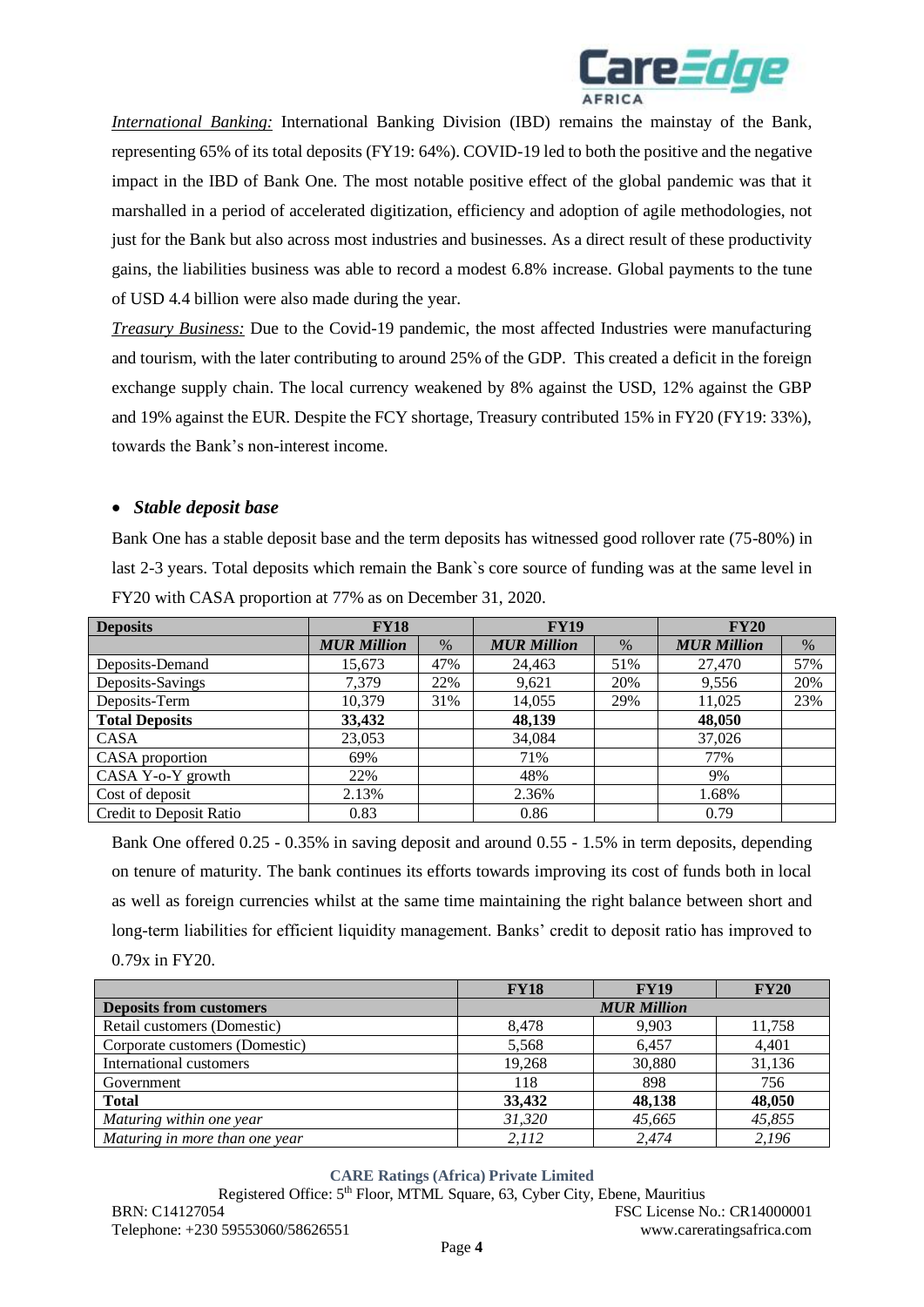*International Banking:* International Banking Division (IBD) remains the mainstay of the Bank, representing 65% of its total deposits (FY19: 64%). COVID-19 led to both the positive and the negative impact in the IBD of Bank One. The most notable positive effect of the global pandemic was that it marshalled in a period of accelerated digitization, efficiency and adoption of agile methodologies, not just for the Bank but also across most industries and businesses. As a direct result of these productivity gains, the liabilities business was able to record a modest 6.8% increase. Global payments to the tune of USD 4.4 billion were also made during the year.

*Treasury Business:* Due to the Covid-19 pandemic, the most affected Industries were manufacturing and tourism, with the later contributing to around 25% of the GDP. This created a deficit in the foreign exchange supply chain. The local currency weakened by 8% against the USD, 12% against the GBP and 19% against the EUR. Despite the FCY shortage, Treasury contributed 15% in FY20 (FY19: 33%), towards the Bank's non-interest income.

- ***Stable deposit base***

Bank One has a stable deposit base and the term deposits has witnessed good rollover rate (75-80%) in last 2-3 years. Total deposits which remain the Bank`s core source of funding was at the same level in FY20 with CASA proportion at 77% as on December 31, 2020.

| **Deposits** | **FY18** | | **FY19** | | **FY20** | |
|---|---|---|---|---|---|---|
| | ***MUR Million*** | % | ***MUR Million*** | % | ***MUR Million*** | % |
| Deposits-Demand | 15,673 | 47% | 24,463 | 51% | 27,470 | 57% |
| Deposits-Savings | 7,379 | 22% | 9,621 | 20% | 9,556 | 20% |
| Deposits-Term | 10,379 | 31% | 14,055 | 29% | 11,025 | 23% |
| **Total Deposits** | **33,432** | | **48,139** | | **48,050** | |
| CASA | 23,053 | | 34,084 | | 37,026 | |
| CASA proportion | 69% | | 71% | | 77% | |
| CASA Y-o-Y growth | 22% | | 48% | | 9% | |
| Cost of deposit | 2.13% | | 2.36% | | 1.68% | |
| Credit to Deposit Ratio | 0.83 | | 0.86 | | 0.79 | |

Bank One offered 0.25 - 0.35% in saving deposit and around 0.55 - 1.5% in term deposits, depending on tenure of maturity. The bank continues its efforts towards improving its cost of funds both in local as well as foreign currencies whilst at the same time maintaining the right balance between short and long-term liabilities for efficient liquidity management. Banks' credit to deposit ratio has improved to 0.79x in FY20.

| | **FY18** | **FY19** | **FY20** |
|---|---|---|---|
| **Deposits from customers** | | ***MUR Million*** | |
| Retail customers (Domestic) | 8,478 | 9,903 | 11,758 |
| Corporate customers (Domestic) | 5,568 | 6,457 | 4,401 |
| International customers | 19,268 | 30,880 | 31,136 |
| Government | 118 | 898 | 756 |
| **Total** | **33,432** | **48,138** | **48,050** |
| *Maturing within one year* | *31,320* | *45,665* | *45,855* |
| *Maturing in more than one year* | *2,112* | *2,474* | *2,196* |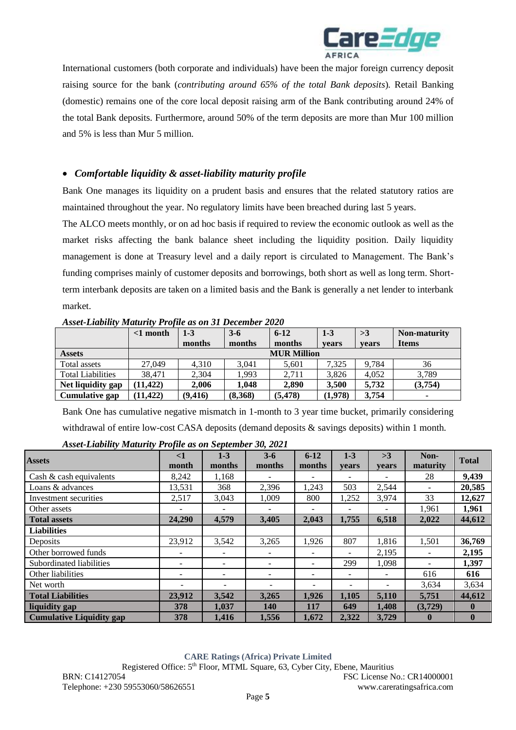International customers (both corporate and individuals) have been the major foreign currency deposit raising source for the bank (*contributing around 65% of the total Bank deposits*). Retail Banking (domestic) remains one of the core local deposit raising arm of the Bank contributing around 24% of the total Bank deposits. Furthermore, around 50% of the term deposits are more than Mur 100 million and 5% is less than Mur 5 million.

- ***Comfortable liquidity & asset-liability maturity profile***

Bank One manages its liquidity on a prudent basis and ensures that the related statutory ratios are maintained throughout the year. No regulatory limits have been breached during last 5 years.

The ALCO meets monthly, or on ad hoc basis if required to review the economic outlook as well as the market risks affecting the bank balance sheet including the liquidity position. Daily liquidity management is done at Treasury level and a daily report is circulated to Management. The Bank's funding comprises mainly of customer deposits and borrowings, both short as well as long term. Short-term interbank deposits are taken on a limited basis and the Bank is generally a net lender to interbank market.

***Asset-Liability Maturity Profile as on 31 December 2020***

| | **<1 month** | **1-3 months** | **3-6 months** | **6-12 months** | **1-3 years** | **>3 years** | **Non-maturity Items** |
|---|---|---|---|---|---|---|---|
| **Assets** | **MUR Million** | | | | | | |
| Total assets | 27,049 | 4,310 | 3,041 | 5,601 | 7,325 | 9,784 | 36 |
| Total Liabilities | 38,471 | 2,304 | 1,993 | 2,711 | 3,826 | 4,052 | 3,789 |
| **Net liquidity gap** | **(11,422)** | **2,006** | **1,048** | **2,890** | **3,500** | **5,732** | **(3,754)** |
| **Cumulative gap** | **(11,422)** | **(9,416)** | **(8,368)** | **(5,478)** | **(1,978)** | **3,754** | **-** |

Bank One has cumulative negative mismatch in 1-month to 3 year time bucket, primarily considering withdrawal of entire low-cost CASA deposits (demand deposits & savings deposits) within 1 month.

***Asset-Liability Maturity Profile as on September 30, 2021***

| **Assets** | **<1 month** | **1-3 months** | **3-6 months** | **6-12 months** | **1-3 years** | **>3 years** | **Non-maturity** | **Total** |
|---|---|---|---|---|---|---|---|---|
| Cash & cash equivalents | 8,242 | 1,168 | - | - | - | - | 28 | **9,439** |
| Loans & advances | 13,531 | 368 | 2,396 | 1,243 | 503 | 2,544 | - | **20,585** |
| Investment securities | 2,517 | 3,043 | 1,009 | 800 | 1,252 | 3,974 | 33 | **12,627** |
| Other assets | - | - | - | - | - | - | 1,961 | **1,961** |
| **Total assets** | **24,290** | **4,579** | **3,405** | **2,043** | **1,755** | **6,518** | **2,022** | **44,612** |
| **Liabilities** | | | | | | | | |
| Deposits | 23,912 | 3,542 | 3,265 | 1,926 | 807 | 1,816 | 1,501 | **36,769** |
| Other borrowed funds | - | - | - | - | - | 2,195 | - | **2,195** |
| Subordinated liabilities | - | - | - | - | 299 | 1,098 | - | **1,397** |
| Other liabilities | - | - | - | - | - | - | 616 | **616** |
| Net worth | - | - | - | - | - | - | 3,634 | 3,634 |
| **Total Liabilities** | **23,912** | **3,542** | **3,265** | **1,926** | **1,105** | **5,110** | **5,751** | **44,612** |
| **liquidity gap** | **378** | **1,037** | **140** | **117** | **649** | **1,408** | **(3,729)** | **0** |
| **Cumulative Liquidity gap** | **378** | **1,416** | **1,556** | **1,672** | **2,322** | **3,729** | **0** | **0** |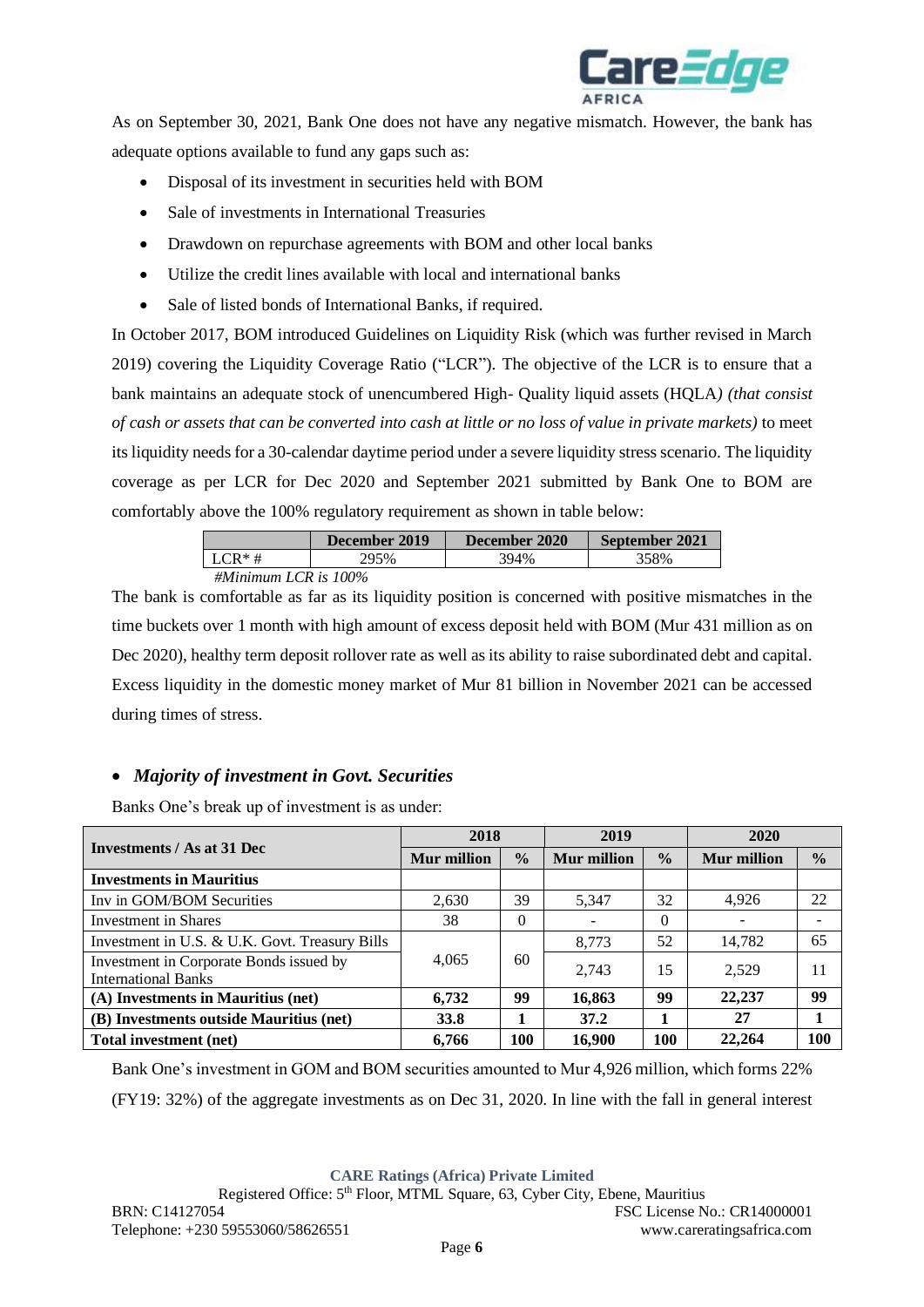As on September 30, 2021, Bank One does not have any negative mismatch. However, the bank has adequate options available to fund any gaps such as:

- Disposal of its investment in securities held with BOM
- Sale of investments in International Treasuries
- Drawdown on repurchase agreements with BOM and other local banks
- Utilize the credit lines available with local and international banks
- Sale of listed bonds of International Banks, if required.

In October 2017, BOM introduced Guidelines on Liquidity Risk (which was further revised in March 2019) covering the Liquidity Coverage Ratio ("LCR"). The objective of the LCR is to ensure that a bank maintains an adequate stock of unencumbered High- Quality liquid assets (HQLA*) (that consist of cash or assets that can be converted into cash at little or no loss of value in private markets)* to meet its liquidity needs for a 30-calendar daytime period under a severe liquidity stress scenario. The liquidity coverage as per LCR for Dec 2020 and September 2021 submitted by Bank One to BOM are comfortably above the 100% regulatory requirement as shown in table below:

| | December 2019 | December 2020 | September 2021 |
|---|---|---|---|
| LCR* # | 295% | 394% | 358% |

*#Minimum LCR is 100%*

The bank is comfortable as far as its liquidity position is concerned with positive mismatches in the time buckets over 1 month with high amount of excess deposit held with BOM (Mur 431 million as on Dec 2020), healthy term deposit rollover rate as well as its ability to raise subordinated debt and capital. Excess liquidity in the domestic money market of Mur 81 billion in November 2021 can be accessed during times of stress.

- ***Majority of investment in Govt. Securities***

Banks One's break up of investment is as under:

| Investments / As at 31 Dec | 2018 | | 2019 | | 2020 | |
|---|---|---|---|---|---|---|
| | Mur million | % | Mur million | % | Mur million | % |
| **Investments in Mauritius** | | | | | | |
| Inv in GOM/BOM Securities | 2,630 | 39 | 5,347 | 32 | 4,926 | 22 |
| Investment in Shares | 38 | 0 | - | 0 | - | - |
| Investment in U.S. & U.K. Govt. Treasury Bills | 4,065 | 60 | 8,773 | 52 | 14,782 | 65 |
| Investment in Corporate Bonds issued by International Banks | | | 2,743 | 15 | 2,529 | 11 |
| **(A) Investments in Mauritius (net)** | **6,732** | **99** | **16,863** | **99** | **22,237** | **99** |
| **(B) Investments outside Mauritius (net)** | **33.8** | **1** | **37.2** | **1** | **27** | **1** |
| **Total investment (net)** | **6,766** | **100** | **16,900** | **100** | **22,264** | **100** |

Bank One's investment in GOM and BOM securities amounted to Mur 4,926 million, which forms 22% (FY19: 32%) of the aggregate investments as on Dec 31, 2020. In line with the fall in general interest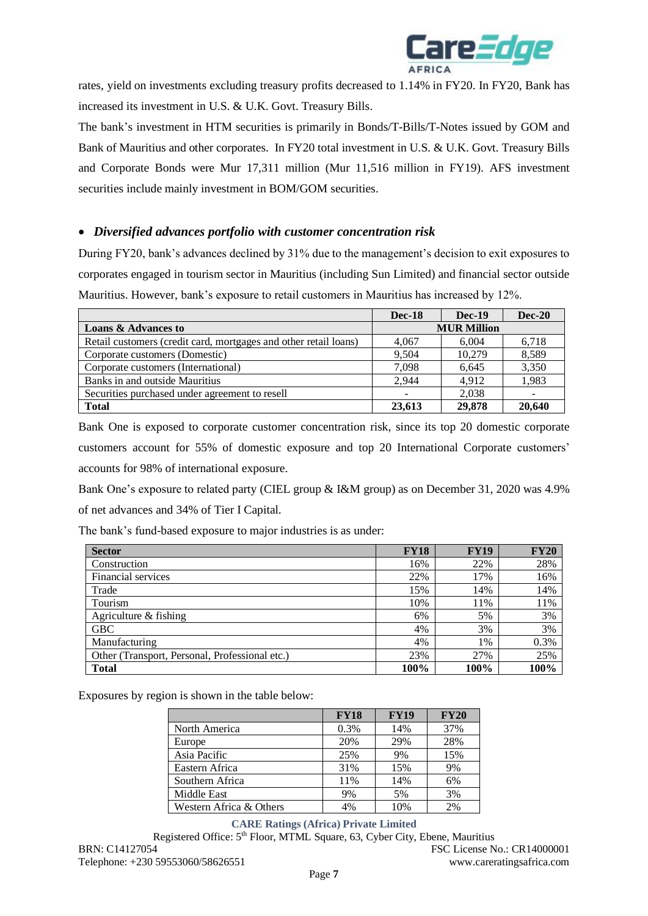rates, yield on investments excluding treasury profits decreased to 1.14% in FY20. In FY20, Bank has increased its investment in U.S. & U.K. Govt. Treasury Bills.

The bank's investment in HTM securities is primarily in Bonds/T-Bills/T-Notes issued by GOM and Bank of Mauritius and other corporates. In FY20 total investment in U.S. & U.K. Govt. Treasury Bills and Corporate Bonds were Mur 17,311 million (Mur 11,516 million in FY19). AFS investment securities include mainly investment in BOM/GOM securities.

- ***Diversified advances portfolio with customer concentration risk***

During FY20, bank's advances declined by 31% due to the management's decision to exit exposures to corporates engaged in tourism sector in Mauritius (including Sun Limited) and financial sector outside Mauritius. However, bank's exposure to retail customers in Mauritius has increased by 12%.

| | Dec-18 | Dec-19 | Dec-20 |
|---|---|---|---|
| **Loans & Advances to** | **MUR Million** | | |
| Retail customers (credit card, mortgages and other retail loans) | 4,067 | 6,004 | 6,718 |
| Corporate customers (Domestic) | 9,504 | 10,279 | 8,589 |
| Corporate customers (International) | 7,098 | 6,645 | 3,350 |
| Banks in and outside Mauritius | 2,944 | 4,912 | 1,983 |
| Securities purchased under agreement to resell | - | 2,038 | - |
| **Total** | **23,613** | **29,878** | **20,640** |

Bank One is exposed to corporate customer concentration risk, since its top 20 domestic corporate customers account for 55% of domestic exposure and top 20 International Corporate customers' accounts for 98% of international exposure.

Bank One's exposure to related party (CIEL group & I&M group) as on December 31, 2020 was 4.9% of net advances and 34% of Tier I Capital.

The bank's fund-based exposure to major industries is as under:

| Sector | FY18 | FY19 | FY20 |
|---|---|---|---|
| Construction | 16% | 22% | 28% |
| Financial services | 22% | 17% | 16% |
| Trade | 15% | 14% | 14% |
| Tourism | 10% | 11% | 11% |
| Agriculture & fishing | 6% | 5% | 3% |
| GBC | 4% | 3% | 3% |
| Manufacturing | 4% | 1% | 0.3% |
| Other (Transport, Personal, Professional etc.) | 23% | 27% | 25% |
| **Total** | **100%** | **100%** | **100%** |

Exposures by region is shown in the table below:

| | FY18 | FY19 | FY20 |
|---|---|---|---|
| North America | 0.3% | 14% | 37% |
| Europe | 20% | 29% | 28% |
| Asia Pacific | 25% | 9% | 15% |
| Eastern Africa | 31% | 15% | 9% |
| Southern Africa | 11% | 14% | 6% |
| Middle East | 9% | 5% | 3% |
| Western Africa & Others | 4% | 10% | 2% |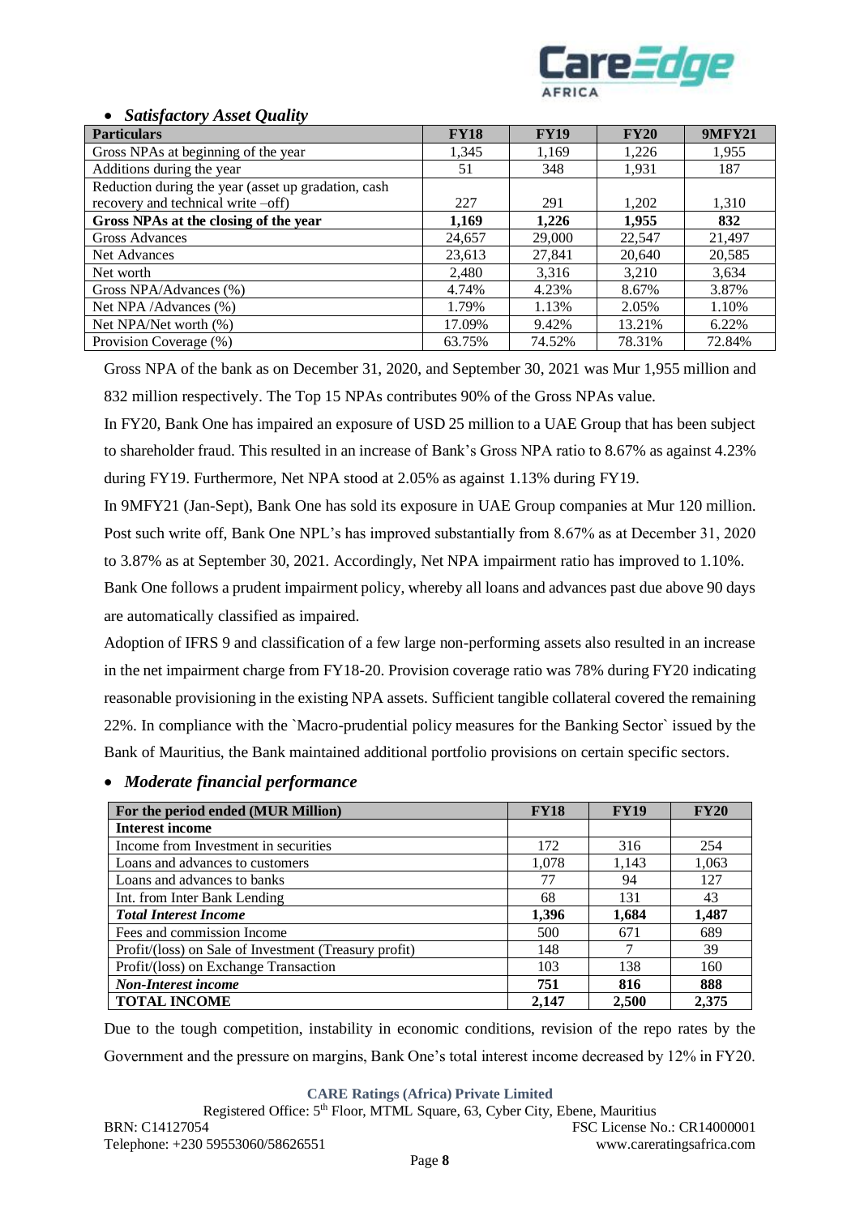- ***Satisfactory Asset Quality***

| Particulars | FY18 | FY19 | FY20 | 9MFY21 |
|---|---|---|---|---|
| Gross NPAs at beginning of the year | 1,345 | 1,169 | 1,226 | 1,955 |
| Additions during the year | 51 | 348 | 1,931 | 187 |
| Reduction during the year (asset up gradation, cash recovery and technical write –off) | 227 | 291 | 1,202 | 1,310 |
| **Gross NPAs at the closing of the year** | **1,169** | **1,226** | **1,955** | **832** |
| Gross Advances | 24,657 | 29,000 | 22,547 | 21,497 |
| Net Advances | 23,613 | 27,841 | 20,640 | 20,585 |
| Net worth | 2,480 | 3,316 | 3,210 | 3,634 |
| Gross NPA/Advances (%) | 4.74% | 4.23% | 8.67% | 3.87% |
| Net NPA /Advances (%) | 1.79% | 1.13% | 2.05% | 1.10% |
| Net NPA/Net worth (%) | 17.09% | 9.42% | 13.21% | 6.22% |
| Provision Coverage (%) | 63.75% | 74.52% | 78.31% | 72.84% |

Gross NPA of the bank as on December 31, 2020, and September 30, 2021 was Mur 1,955 million and 832 million respectively. The Top 15 NPAs contributes 90% of the Gross NPAs value.

In FY20, Bank One has impaired an exposure of USD 25 million to a UAE Group that has been subject to shareholder fraud. This resulted in an increase of Bank's Gross NPA ratio to 8.67% as against 4.23% during FY19. Furthermore, Net NPA stood at 2.05% as against 1.13% during FY19.

In 9MFY21 (Jan-Sept), Bank One has sold its exposure in UAE Group companies at Mur 120 million. Post such write off, Bank One NPL's has improved substantially from 8.67% as at December 31, 2020 to 3.87% as at September 30, 2021. Accordingly, Net NPA impairment ratio has improved to 1.10%.

Bank One follows a prudent impairment policy, whereby all loans and advances past due above 90 days are automatically classified as impaired.

Adoption of IFRS 9 and classification of a few large non-performing assets also resulted in an increase in the net impairment charge from FY18-20. Provision coverage ratio was 78% during FY20 indicating reasonable provisioning in the existing NPA assets. Sufficient tangible collateral covered the remaining 22%. In compliance with the `Macro-prudential policy measures for the Banking Sector` issued by the Bank of Mauritius, the Bank maintained additional portfolio provisions on certain specific sectors.

- ***Moderate financial performance***

| For the period ended (MUR Million) | FY18 | FY19 | FY20 |
|---|---|---|---|
| **Interest income** | | | |
| Income from Investment in securities | 172 | 316 | 254 |
| Loans and advances to customers | 1,078 | 1,143 | 1,063 |
| Loans and advances to banks | 77 | 94 | 127 |
| Int. from Inter Bank Lending | 68 | 131 | 43 |
| ***Total Interest Income*** | **1,396** | **1,684** | **1,487** |
| Fees and commission Income | 500 | 671 | 689 |
| Profit/(loss) on Sale of Investment (Treasury profit) | 148 | 7 | 39 |
| Profit/(loss) on Exchange Transaction | 103 | 138 | 160 |
| ***Non-Interest income*** | **751** | **816** | **888** |
| **TOTAL INCOME** | **2,147** | **2,500** | **2,375** |

Due to the tough competition, instability in economic conditions, revision of the repo rates by the Government and the pressure on margins, Bank One's total interest income decreased by 12% in FY20.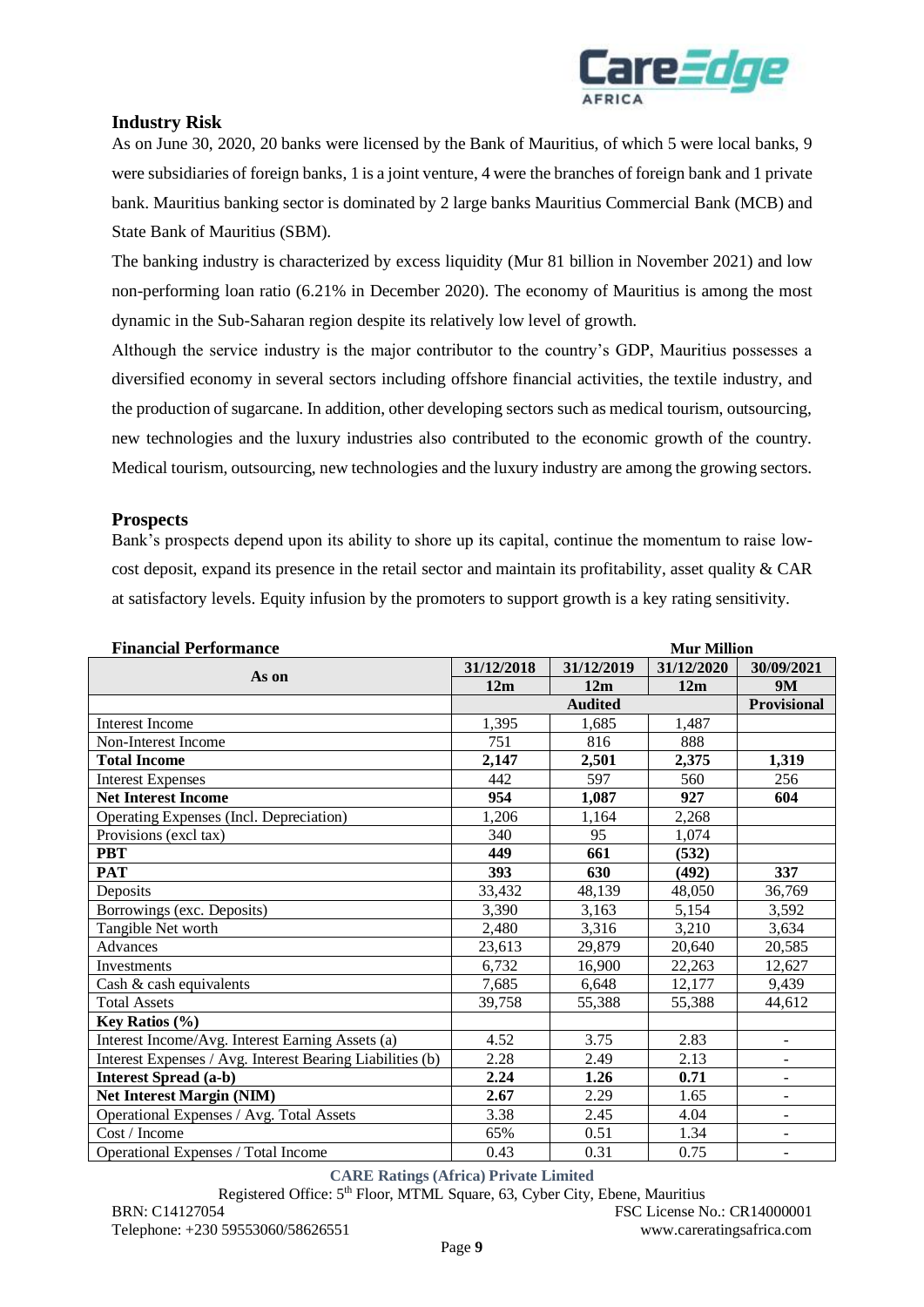## Industry Risk

As on June 30, 2020, 20 banks were licensed by the Bank of Mauritius, of which 5 were local banks, 9 were subsidiaries of foreign banks, 1 is a joint venture, 4 were the branches of foreign bank and 1 private bank. Mauritius banking sector is dominated by 2 large banks Mauritius Commercial Bank (MCB) and State Bank of Mauritius (SBM).

The banking industry is characterized by excess liquidity (Mur 81 billion in November 2021) and low non-performing loan ratio (6.21% in December 2020). The economy of Mauritius is among the most dynamic in the Sub-Saharan region despite its relatively low level of growth.

Although the service industry is the major contributor to the country's GDP, Mauritius possesses a diversified economy in several sectors including offshore financial activities, the textile industry, and the production of sugarcane. In addition, other developing sectors such as medical tourism, outsourcing, new technologies and the luxury industries also contributed to the economic growth of the country. Medical tourism, outsourcing, new technologies and the luxury industry are among the growing sectors.

## Prospects

Bank's prospects depend upon its ability to shore up its capital, continue the momentum to raise low-cost deposit, expand its presence in the retail sector and maintain its profitability, asset quality & CAR at satisfactory levels. Equity infusion by the promoters to support growth is a key rating sensitivity.

**Financial Performance** — **Mur Million**

| As on | 31/12/2018 | 31/12/2019 | 31/12/2020 | 30/09/2021 |
|---|---|---|---|---|
| | 12m | 12m | 12m | 9M |
| | | Audited | | Provisional |
| Interest Income | 1,395 | 1,685 | 1,487 | |
| Non-Interest Income | 751 | 816 | 888 | |
| **Total Income** | **2,147** | **2,501** | **2,375** | **1,319** |
| Interest Expenses | 442 | 597 | 560 | 256 |
| **Net Interest Income** | **954** | **1,087** | **927** | **604** |
| Operating Expenses (Incl. Depreciation) | 1,206 | 1,164 | 2,268 | |
| Provisions (excl tax) | 340 | 95 | 1,074 | |
| **PBT** | **449** | **661** | **(532)** | |
| **PAT** | **393** | **630** | **(492)** | **337** |
| Deposits | 33,432 | 48,139 | 48,050 | 36,769 |
| Borrowings (exc. Deposits) | 3,390 | 3,163 | 5,154 | 3,592 |
| Tangible Net worth | 2,480 | 3,316 | 3,210 | 3,634 |
| Advances | 23,613 | 29,879 | 20,640 | 20,585 |
| Investments | 6,732 | 16,900 | 22,263 | 12,627 |
| Cash & cash equivalents | 7,685 | 6,648 | 12,177 | 9,439 |
| Total Assets | 39,758 | 55,388 | 55,388 | 44,612 |
| **Key Ratios (%)** | | | | |
| Interest Income/Avg. Interest Earning Assets (a) | 4.52 | 3.75 | 2.83 | - |
| Interest Expenses / Avg. Interest Bearing Liabilities (b) | 2.28 | 2.49 | 2.13 | - |
| **Interest Spread (a-b)** | **2.24** | **1.26** | **0.71** | - |
| **Net Interest Margin (NIM)** | **2.67** | 2.29 | 1.65 | - |
| Operational Expenses / Avg. Total Assets | 3.38 | 2.45 | 4.04 | - |
| Cost / Income | 65% | 0.51 | 1.34 | - |
| Operational Expenses / Total Income | 0.43 | 0.31 | 0.75 | - |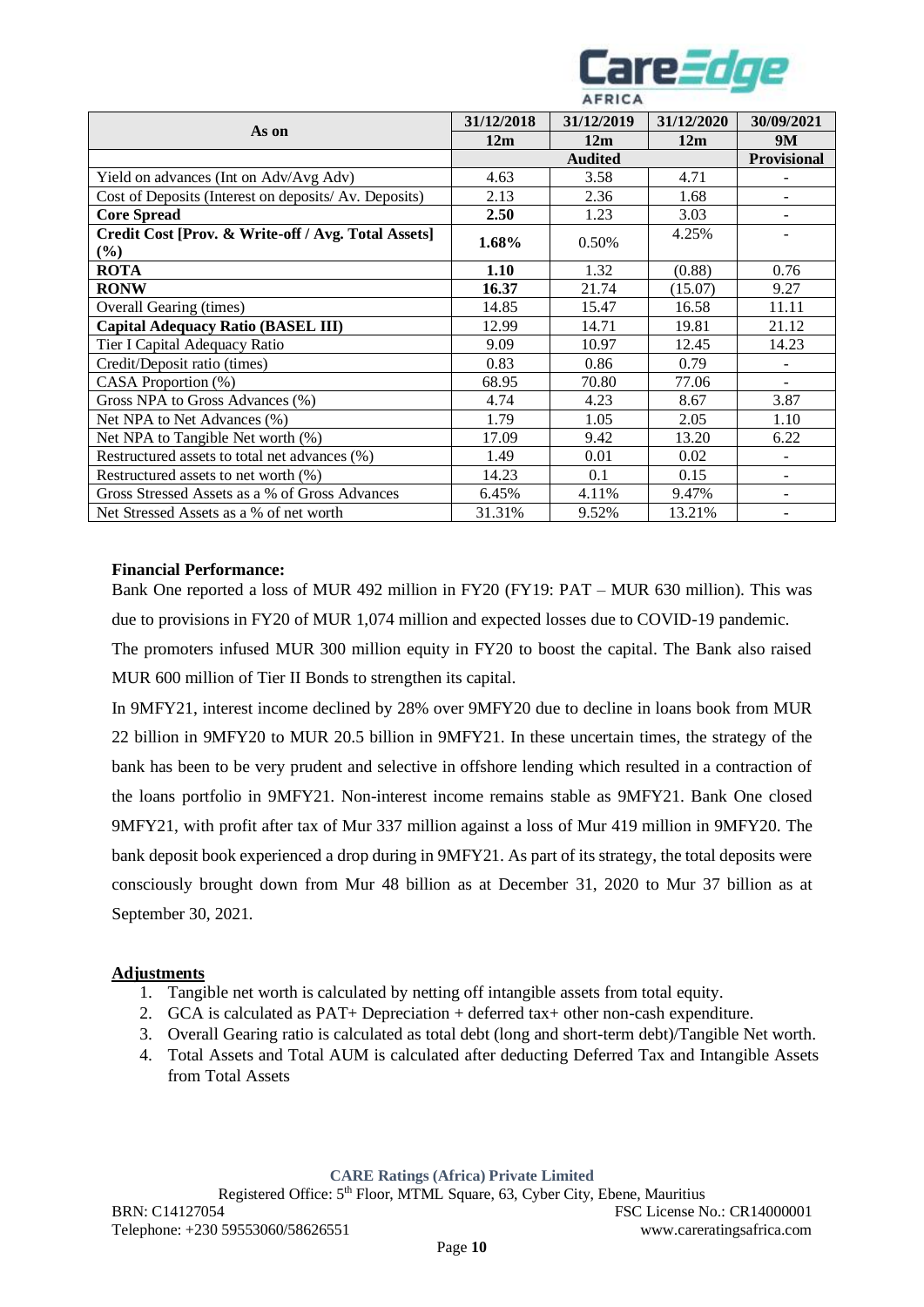| As on | 31/12/2018 | 31/12/2019 | 31/12/2020 | 30/09/2021 |
|---|---|---|---|---|
| | 12m | 12m | 12m | 9M |
| | Audited | | | Provisional |
| Yield on advances (Int on Adv/Avg Adv) | 4.63 | 3.58 | 4.71 | - |
| Cost of Deposits (Interest on deposits/ Av. Deposits) | 2.13 | 2.36 | 1.68 | - |
| **Core Spread** | **2.50** | 1.23 | 3.03 | - |
| **Credit Cost [Prov. & Write-off / Avg. Total Assets] (%)** | **1.68%** | 0.50% | 4.25% | - |
| **ROTA** | **1.10** | 1.32 | (0.88) | 0.76 |
| **RONW** | **16.37** | 21.74 | (15.07) | 9.27 |
| Overall Gearing (times) | 14.85 | 15.47 | 16.58 | 11.11 |
| **Capital Adequacy Ratio (BASEL III)** | 12.99 | 14.71 | 19.81 | 21.12 |
| Tier I Capital Adequacy Ratio | 9.09 | 10.97 | 12.45 | 14.23 |
| Credit/Deposit ratio (times) | 0.83 | 0.86 | 0.79 | - |
| CASA Proportion (%) | 68.95 | 70.80 | 77.06 | - |
| Gross NPA to Gross Advances (%) | 4.74 | 4.23 | 8.67 | 3.87 |
| Net NPA to Net Advances (%) | 1.79 | 1.05 | 2.05 | 1.10 |
| Net NPA to Tangible Net worth (%) | 17.09 | 9.42 | 13.20 | 6.22 |
| Restructured assets to total net advances (%) | 1.49 | 0.01 | 0.02 | - |
| Restructured assets to net worth (%) | 14.23 | 0.1 | 0.15 | - |
| Gross Stressed Assets as a % of Gross Advances | 6.45% | 4.11% | 9.47% | - |
| Net Stressed Assets as a % of net worth | 31.31% | 9.52% | 13.21% | - |

**Financial Performance:**

Bank One reported a loss of MUR 492 million in FY20 (FY19: PAT – MUR 630 million). This was due to provisions in FY20 of MUR 1,074 million and expected losses due to COVID-19 pandemic. The promoters infused MUR 300 million equity in FY20 to boost the capital. The Bank also raised MUR 600 million of Tier II Bonds to strengthen its capital.

In 9MFY21, interest income declined by 28% over 9MFY20 due to decline in loans book from MUR 22 billion in 9MFY20 to MUR 20.5 billion in 9MFY21. In these uncertain times, the strategy of the bank has been to be very prudent and selective in offshore lending which resulted in a contraction of the loans portfolio in 9MFY21. Non-interest income remains stable as 9MFY21. Bank One closed 9MFY21, with profit after tax of Mur 337 million against a loss of Mur 419 million in 9MFY20. The bank deposit book experienced a drop during in 9MFY21. As part of its strategy, the total deposits were consciously brought down from Mur 48 billion as at December 31, 2020 to Mur 37 billion as at September 30, 2021.

**Adjustments**

1. Tangible net worth is calculated by netting off intangible assets from total equity.
2. GCA is calculated as PAT+ Depreciation + deferred tax+ other non-cash expenditure.
3. Overall Gearing ratio is calculated as total debt (long and short-term debt)/Tangible Net worth.
4. Total Assets and Total AUM is calculated after deducting Deferred Tax and Intangible Assets from Total Assets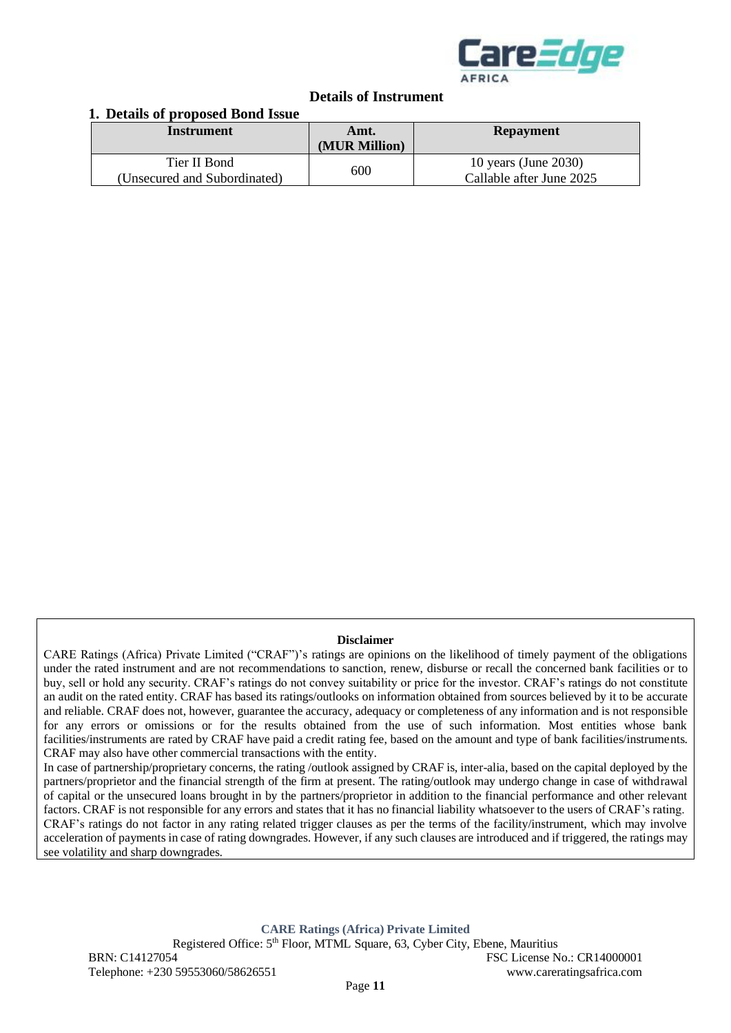## Details of Instrument

### 1. Details of proposed Bond Issue

| Instrument | Amt. (MUR Million) | Repayment |
|---|---|---|
| Tier II Bond (Unsecured and Subordinated) | 600 | 10 years (June 2030) Callable after June 2025 |

**Disclaimer**

CARE Ratings (Africa) Private Limited ("CRAF")'s ratings are opinions on the likelihood of timely payment of the obligations under the rated instrument and are not recommendations to sanction, renew, disburse or recall the concerned bank facilities or to buy, sell or hold any security. CRAF's ratings do not convey suitability or price for the investor. CRAF's ratings do not constitute an audit on the rated entity. CRAF has based its ratings/outlooks on information obtained from sources believed by it to be accurate and reliable. CRAF does not, however, guarantee the accuracy, adequacy or completeness of any information and is not responsible for any errors or omissions or for the results obtained from the use of such information. Most entities whose bank facilities/instruments are rated by CRAF have paid a credit rating fee, based on the amount and type of bank facilities/instruments. CRAF may also have other commercial transactions with the entity.

In case of partnership/proprietary concerns, the rating /outlook assigned by CRAF is, inter-alia, based on the capital deployed by the partners/proprietor and the financial strength of the firm at present. The rating/outlook may undergo change in case of withdrawal of capital or the unsecured loans brought in by the partners/proprietor in addition to the financial performance and other relevant factors. CRAF is not responsible for any errors and states that it has no financial liability whatsoever to the users of CRAF's rating.

CRAF's ratings do not factor in any rating related trigger clauses as per the terms of the facility/instrument, which may involve acceleration of payments in case of rating downgrades. However, if any such clauses are introduced and if triggered, the ratings may see volatility and sharp downgrades.